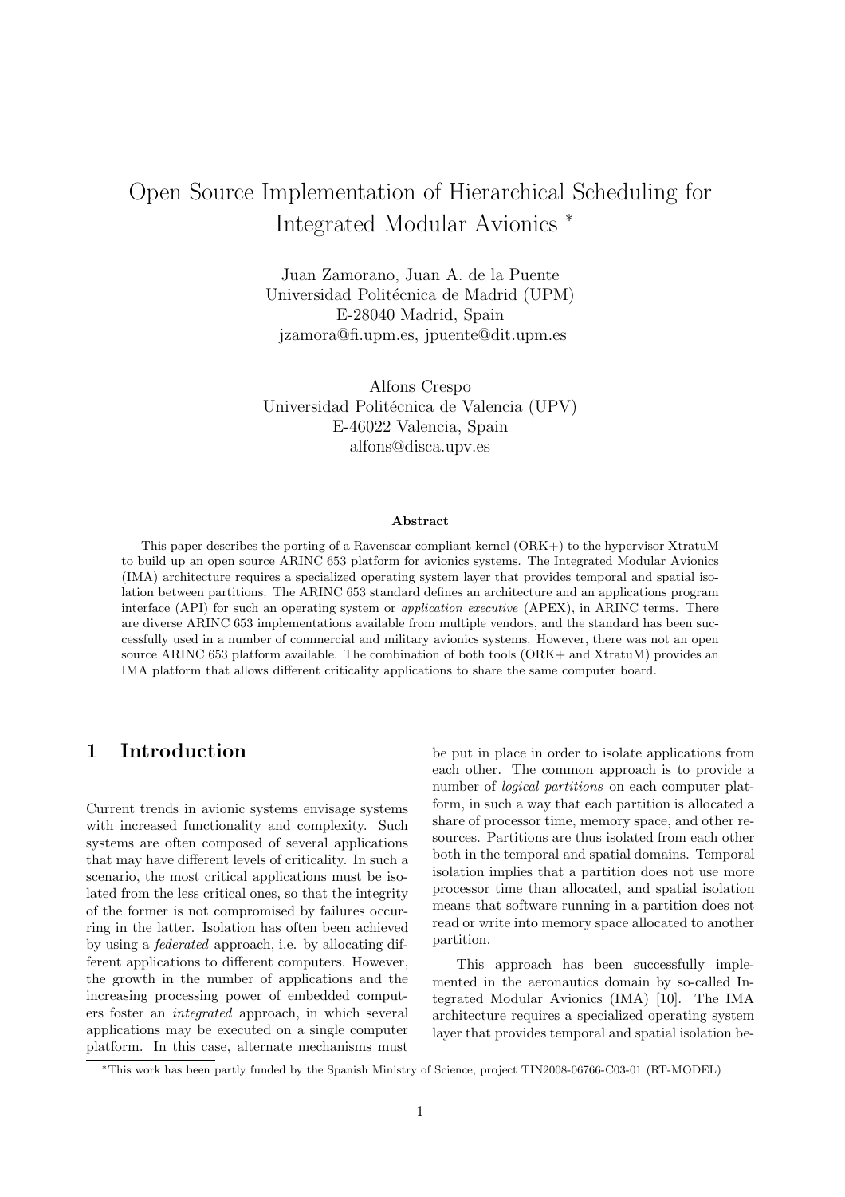# Open Source Implementation of Hierarchical Scheduling for Integrated Modular Avionics *

Juan Zamorano, Juan A. de la Puente
Universidad Politécnica de Madrid (UPM)
E-28040 Madrid, Spain
jzamora@fi.upm.es, jpuente@dit.upm.es

Alfons Crespo
Universidad Politécnica de Valencia (UPV)
E-46022 Valencia, Spain
alfons@disca.upv.es

**Abstract**

This paper describes the porting of a Ravenscar compliant kernel (ORK+) to the hypervisor XtratuM to build up an open source ARINC 653 platform for avionics systems. The Integrated Modular Avionics (IMA) architecture requires a specialized operating system layer that provides temporal and spatial isolation between partitions. The ARINC 653 standard defines an architecture and an applications program interface (API) for such an operating system or *application executive* (APEX), in ARINC terms. There are diverse ARINC 653 implementations available from multiple vendors, and the standard has been successfully used in a number of commercial and military avionics systems. However, there was not an open source ARINC 653 platform available. The combination of both tools (ORK+ and XtratuM) provides an IMA platform that allows different criticality applications to share the same computer board.

## 1 Introduction

Current trends in avionic systems envisage systems with increased functionality and complexity. Such systems are often composed of several applications that may have different levels of criticality. In such a scenario, the most critical applications must be isolated from the less critical ones, so that the integrity of the former is not compromised by failures occurring in the latter. Isolation has often been achieved by using a *federated* approach, i.e. by allocating different applications to different computers. However, the growth in the number of applications and the increasing processing power of embedded computers foster an *integrated* approach, in which several applications may be executed on a single computer platform. In this case, alternate mechanisms must be put in place in order to isolate applications from each other. The common approach is to provide a number of *logical partitions* on each computer platform, in such a way that each partition is allocated a share of processor time, memory space, and other resources. Partitions are thus isolated from each other both in the temporal and spatial domains. Temporal isolation implies that a partition does not use more processor time than allocated, and spatial isolation means that software running in a partition does not read or write into memory space allocated to another partition.

This approach has been successfully implemented in the aeronautics domain by so-called Integrated Modular Avionics (IMA) [10]. The IMA architecture requires a specialized operating system layer that provides temporal and spatial isolation be-

*This work has been partly funded by the Spanish Ministry of Science, project TIN2008-06766-C03-01 (RT-MODEL)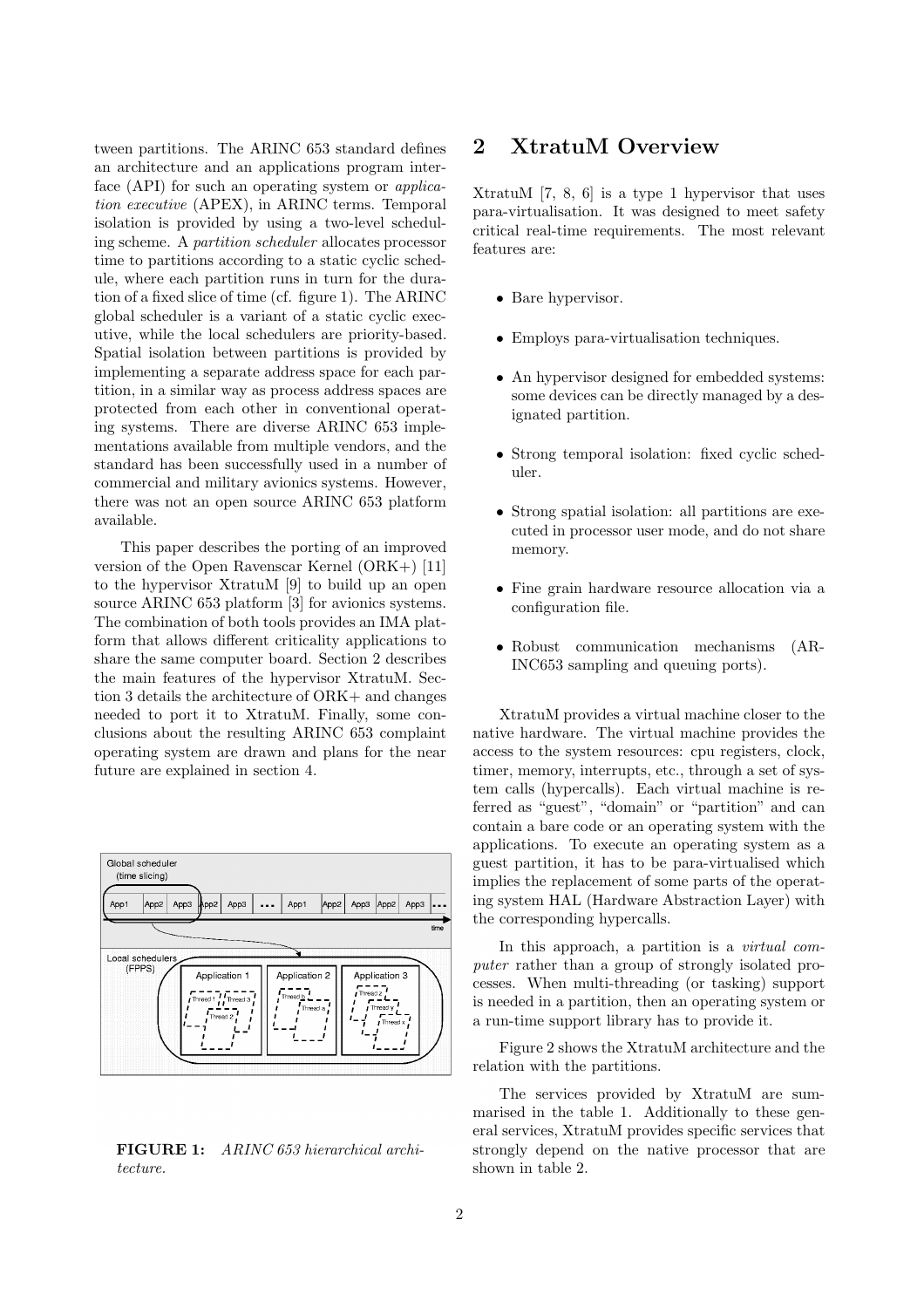tween partitions. The ARINC 653 standard defines an architecture and an applications program interface (API) for such an operating system or *application executive* (APEX), in ARINC terms. Temporal isolation is provided by using a two-level scheduling scheme. A *partition scheduler* allocates processor time to partitions according to a static cyclic schedule, where each partition runs in turn for the duration of a fixed slice of time (cf. figure 1). The ARINC global scheduler is a variant of a static cyclic executive, while the local schedulers are priority-based. Spatial isolation between partitions is provided by implementing a separate address space for each partition, in a similar way as process address spaces are protected from each other in conventional operating systems. There are diverse ARINC 653 implementations available from multiple vendors, and the standard has been successfully used in a number of commercial and military avionics systems. However, there was not an open source ARINC 653 platform available.

This paper describes the porting of an improved version of the Open Ravenscar Kernel (ORK+) [11] to the hypervisor XtratuM [9] to build up an open source ARINC 653 platform [3] for avionics systems. The combination of both tools provides an IMA platform that allows different criticality applications to share the same computer board. Section 2 describes the main features of the hypervisor XtratuM. Section 3 details the architecture of ORK+ and changes needed to port it to XtratuM. Finally, some conclusions about the resulting ARINC 653 complaint operating system are drawn and plans for the near future are explained in section 4.

**FIGURE 1:** *ARINC 653 hierarchical architecture.*

## 2 XtratuM Overview

XtratuM [7, 8, 6] is a type 1 hypervisor that uses para-virtualisation. It was designed to meet safety critical real-time requirements. The most relevant features are:

- Bare hypervisor.
- Employs para-virtualisation techniques.
- An hypervisor designed for embedded systems: some devices can be directly managed by a designated partition.
- Strong temporal isolation: fixed cyclic scheduler.
- Strong spatial isolation: all partitions are executed in processor user mode, and do not share memory.
- Fine grain hardware resource allocation via a configuration file.
- Robust communication mechanisms (ARINC653 sampling and queuing ports).

XtratuM provides a virtual machine closer to the native hardware. The virtual machine provides the access to the system resources: cpu registers, clock, timer, memory, interrupts, etc., through a set of system calls (hypercalls). Each virtual machine is referred as "guest", "domain" or "partition" and can contain a bare code or an operating system with the applications. To execute an operating system as a guest partition, it has to be para-virtualised which implies the replacement of some parts of the operating system HAL (Hardware Abstraction Layer) with the corresponding hypercalls.

In this approach, a partition is a *virtual computer* rather than a group of strongly isolated processes. When multi-threading (or tasking) support is needed in a partition, then an operating system or a run-time support library has to provide it.

Figure 2 shows the XtratuM architecture and the relation with the partitions.

The services provided by XtratuM are summarised in the table 1. Additionally to these general services, XtratuM provides specific services that strongly depend on the native processor that are shown in table 2.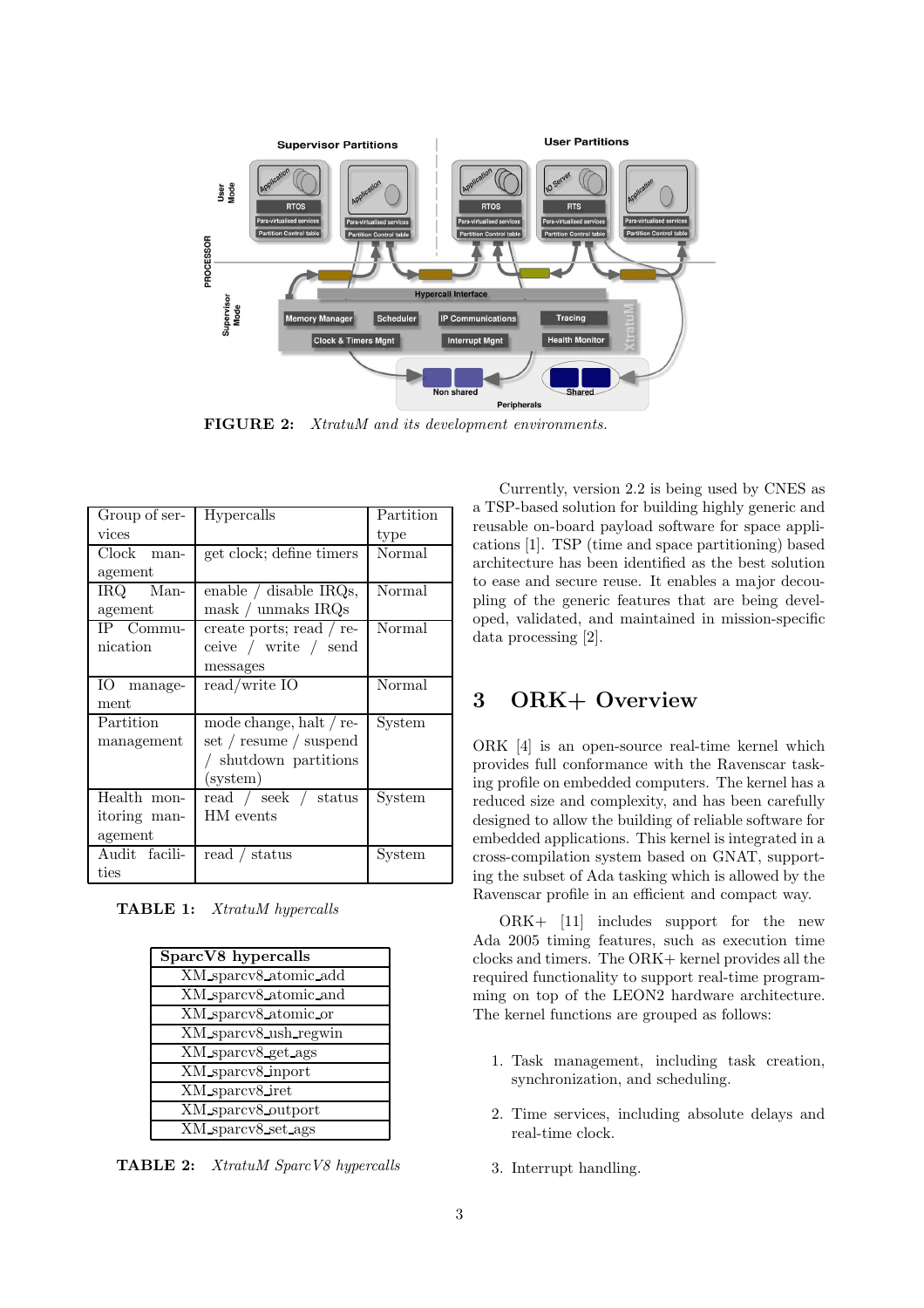FIGURE 2: *XtratuM and its development environments.*

| Group of services | Hypercalls | Partition type |
|---|---|---|
| Clock management | get clock; define timers | Normal |
| IRQ Management | enable / disable IRQs, mask / unmaks IRQs | Normal |
| IP Communication | create ports; read / receive / write / send messages | Normal |
| IO management | read/write IO | Normal |
| Partition management | mode change, halt / reset / resume / suspend / shutdown partitions (system) | System |
| Health monitoring management | read / seek / status HM events | System |
| Audit facilities | read / status | System |

**TABLE 1:** *XtratuM hypercalls*

| SparcV8 hypercalls |
|---|
| XM_sparcv8_atomic_add |
| XM_sparcv8_atomic_and |
| XM_sparcv8_atomic_or |
| XM_sparcv8_flush_regwin |
| XM_sparcv8_get_flags |
| XM_sparcv8_inport |
| XM_sparcv8_iret |
| XM_sparcv8_outport |
| XM_sparcv8_set_flags |

**TABLE 2:** *SparcV8 hypercalls* *XtratuM SparcV8 hypercalls*

Currently, version 2.2 is being used by CNES as a TSP-based solution for building highly generic and reusable on-board payload software for space applications [1]. TSP (time and space partitioning) based architecture has been identified as the best solution to ease and secure reuse. It enables a major decoupling of the generic features that are being developed, validated, and maintained in mission-specific data processing [2].

## 3 ORK+ Overview

ORK [4] is an open-source real-time kernel which provides full conformance with the Ravenscar tasking profile on embedded computers. The kernel has a reduced size and complexity, and has been carefully designed to allow the building of reliable software for embedded applications. This kernel is integrated in a cross-compilation system based on GNAT, supporting the subset of Ada tasking which is allowed by the Ravenscar profile in an efficient and compact way.

ORK+ [11] includes support for the new Ada 2005 timing features, such as execution time clocks and timers. The ORK+ kernel provides all the required functionality to support real-time programming on top of the LEON2 hardware architecture. The kernel functions are grouped as follows:

1. Task management, including task creation, synchronization, and scheduling.
2. Time services, including absolute delays and real-time clock.
3. Interrupt handling.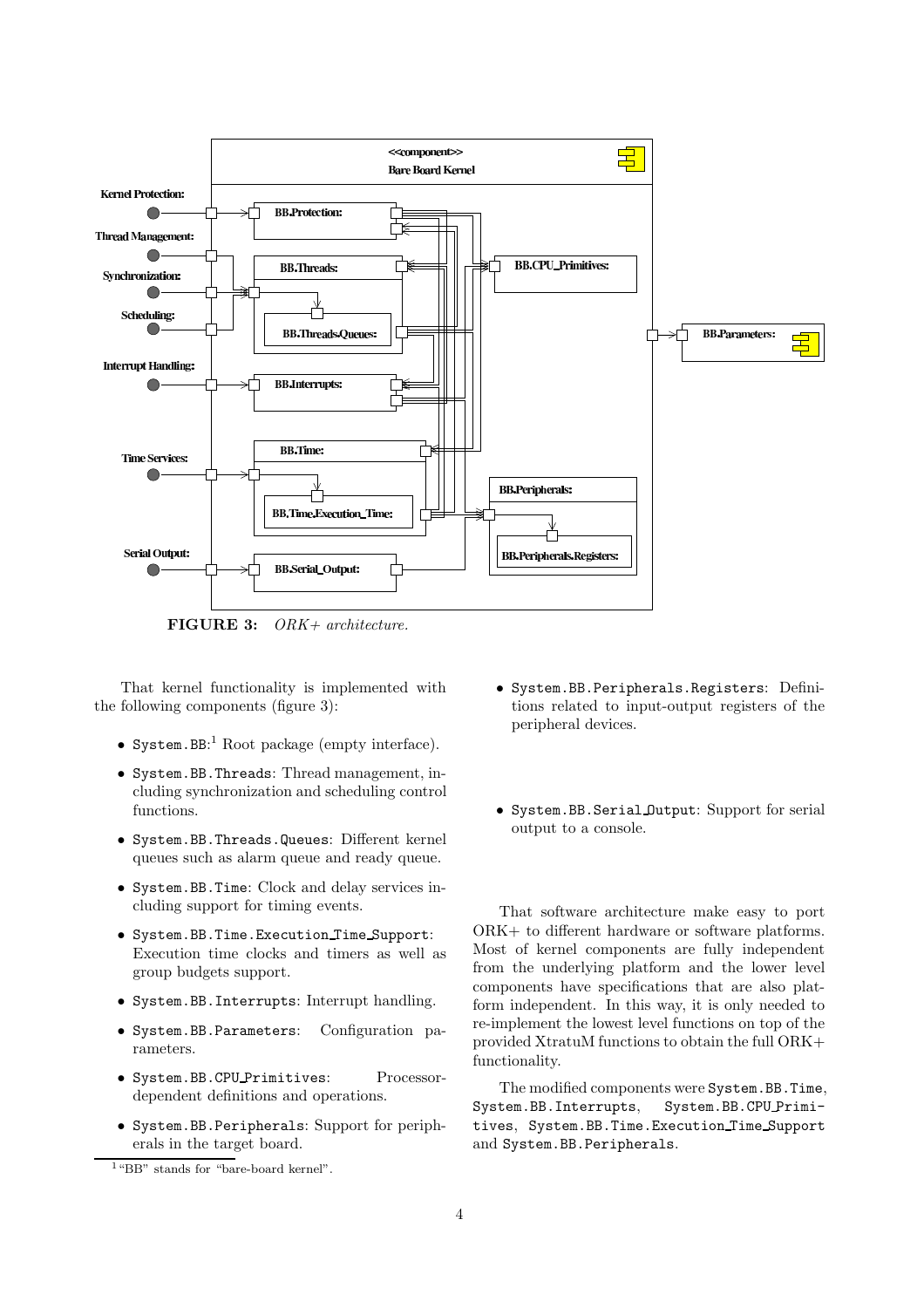**FIGURE 3:** *ORK+ architecture.*

That kernel functionality is implemented with the following components (figure 3):

- `System.BB`:[1] Root package (empty interface).
- `System.BB.Threads`: Thread management, including synchronization and scheduling control functions.
- `System.BB.Threads.Queues`: Different kernel queues such as alarm queue and ready queue.
- `System.BB.Time`: Clock and delay services including support for timing events.
- `System.BB.Time.Execution_Time_Support`: Execution time clocks and timers as well as group budgets support.
- `System.BB.Interrupts`: Interrupt handling.
- `System.BB.Parameters`: Configuration parameters.
- `System.BB.CPU_Primitives`: Processor-dependent definitions and operations.
- `System.BB.Peripherals`: Support for peripherals in the target board.
- `System.BB.Peripherals.Registers`: Definitions related to input-output registers of the peripheral devices.
- `System.BB.Serial_Output`: Support for serial output to a console.

That software architecture make easy to port ORK+ to different hardware or software platforms. Most of kernel components are fully independent from the underlying platform and the lower level components have specifications that are also platform independent. In this way, it is only needed to re-implement the lowest level functions on top of the provided XtratuM functions to obtain the full ORK+ functionality.

The modified components were `System.BB.Time`, `System.BB.Interrupts`, `System.BB.CPU_Primitives`, `System.BB.Time.Execution_Time_Support` and `System.BB.Peripherals`.

[1] "BB" stands for "bare-board kernel".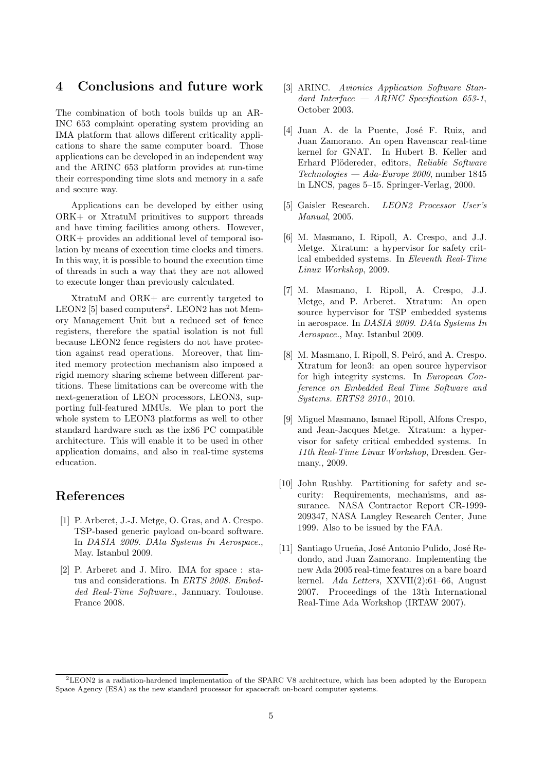## 4 Conclusions and future work

The combination of both tools builds up an ARINC 653 complaint operating system providing an IMA platform that allows different criticality applications to share the same computer board. Those applications can be developed in an independent way and the ARINC 653 platform provides at run-time their corresponding time slots and memory in a safe and secure way.

Applications can be developed by either using ORK+ or XtratuM primitives to support threads and have timing facilities among others. However, ORK+ provides an additional level of temporal isolation by means of execution time clocks and timers. In this way, it is possible to bound the execution time of threads in such a way that they are not allowed to execute longer than previously calculated.

XtratuM and ORK+ are currently targeted to LEON2 [5] based computers[2]. LEON2 has not Memory Management Unit but a reduced set of fence registers, therefore the spatial isolation is not full because LEON2 fence registers do not have protection against read operations. Moreover, that limited memory protection mechanism also imposed a rigid memory sharing scheme between different partitions. These limitations can be overcome with the next-generation of LEON processors, LEON3, supporting full-featured MMUs. We plan to port the whole system to LEON3 platforms as well to other standard hardware such as the ix86 PC compatible architecture. This will enable it to be used in other application domains, and also in real-time systems education.

## References

[1] P. Arberet, J.-J. Metge, O. Gras, and A. Crespo. TSP-based generic payload on-board software. In *DASIA 2009. DAta Systems In Aerospace.*, May. Istanbul 2009.

[2] P. Arberet and J. Miro. IMA for space : status and considerations. In *ERTS 2008. Embedded Real-Time Software.*, Jannuary. Toulouse. France 2008.

[3] ARINC. *Avionics Application Software Standard Interface — ARINC Specification 653-1*, October 2003.

[4] Juan A. de la Puente, José F. Ruiz, and Juan Zamorano. An open Ravenscar real-time kernel for GNAT. In Hubert B. Keller and Erhard Plödereder, editors, *Reliable Software Technologies — Ada-Europe 2000*, number 1845 in LNCS, pages 5–15. Springer-Verlag, 2000.

[5] Gaisler Research. *LEON2 Processor User's Manual*, 2005.

[6] M. Masmano, I. Ripoll, A. Crespo, and J.J. Metge. Xtratum: a hypervisor for safety critical embedded systems. In *Eleventh Real-Time Linux Workshop*, 2009.

[7] M. Masmano, I. Ripoll, A. Crespo, J.J. Metge, and P. Arberet. Xtratum: An open source hypervisor for TSP embedded systems in aerospace. In *DASIA 2009. DAta Systems In Aerospace.*, May. Istanbul 2009.

[8] M. Masmano, I. Ripoll, S. Peiró, and A. Crespo. Xtratum for leon3: an open source hypervisor for high integrity systems. In *European Conference on Embedded Real Time Software and Systems. ERTS2 2010.*, 2010.

[9] Miguel Masmano, Ismael Ripoll, Alfons Crespo, and Jean-Jacques Metge. Xtratum: a hypervisor for safety critical embedded systems. In *11th Real-Time Linux Workshop*, Dresden. Germany., 2009.

[10] John Rushby. Partitioning for safety and security: Requirements, mechanisms, and assurance. NASA Contractor Report CR-1999-209347, NASA Langley Research Center, June 1999. Also to be issued by the FAA.

[11] Santiago Urueña, José Antonio Pulido, José Redondo, and Juan Zamorano. Implementing the new Ada 2005 real-time features on a bare board kernel. *Ada Letters*, XXVII(2):61–66, August 2007. Proceedings of the 13th International Real-Time Ada Workshop (IRTAW 2007).

[2] LEON2 is a radiation-hardened implementation of the SPARC V8 architecture, which has been adopted by the European Space Agency (ESA) as the new standard processor for spacecraft on-board computer systems.